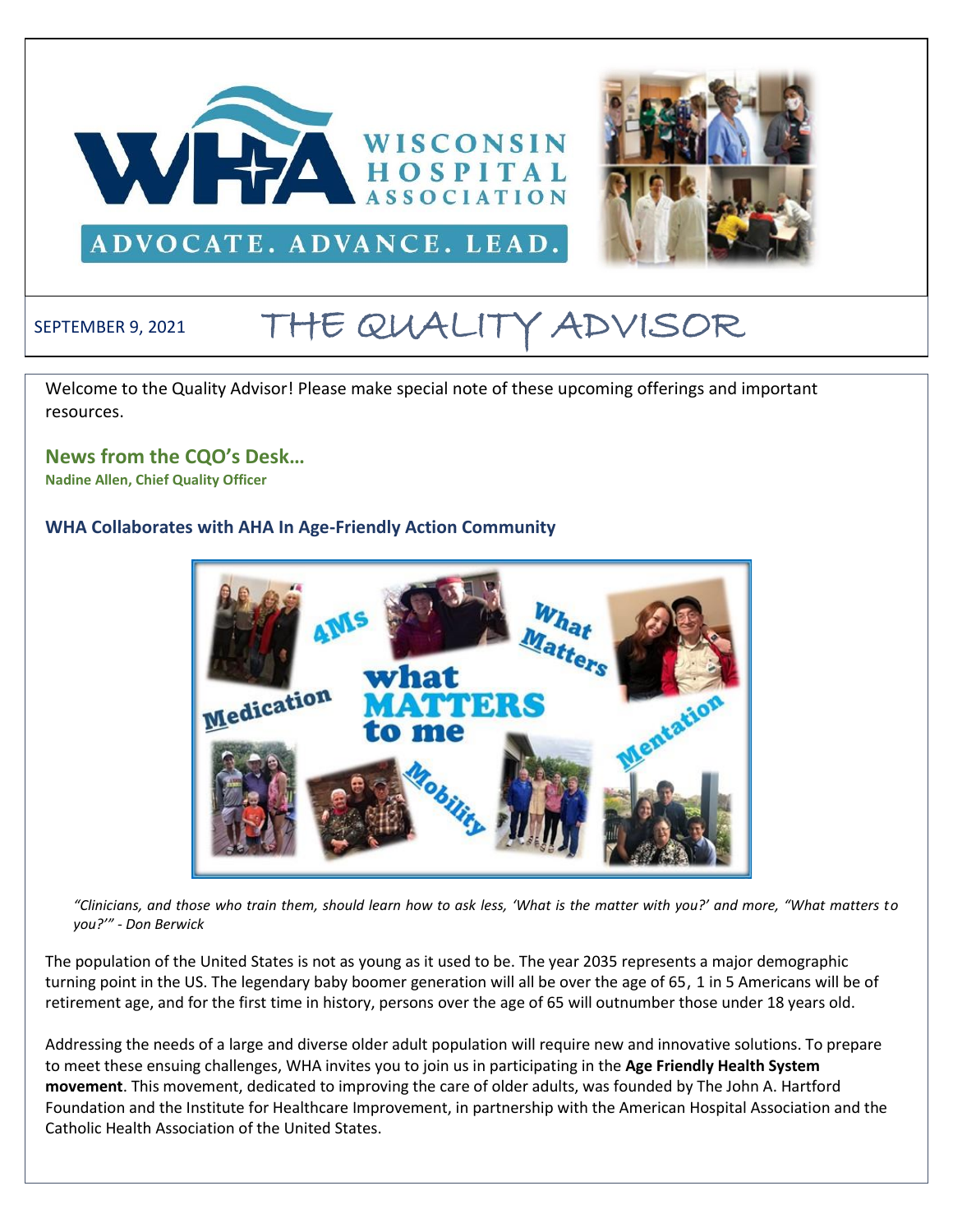SEPTEMBER 9, 2021

# THE QUALITY ADVISOR

Welcome to the Quality Advisor! Please make special note of these upcoming offerings and important resources.

## News from the CQO's Desk…

**Nadine Allen, Chief Quality Officer**

### WHA Collaborates with AHA In Age-Friendly Action Community

*"Clinicians, and those who train them, should learn how to ask less, 'What is the matter with you?' and more, "What matters to you?'" - Don Berwick*

The population of the United States is not as young as it used to be. The year 2035 represents a major demographic turning point in the US. The legendary baby boomer generation will all be over the age of 65, 1 in 5 Americans will be of retirement age, and for the first time in history, persons over the age of 65 will outnumber those under 18 years old.

Addressing the needs of a large and diverse older adult population will require new and innovative solutions. To prepare to meet these ensuing challenges, WHA invites you to join us in participating in the **Age Friendly Health System movement**. This movement, dedicated to improving the care of older adults, was founded by The John A. Hartford Foundation and the Institute for Healthcare Improvement, in partnership with the American Hospital Association and the Catholic Health Association of the United States.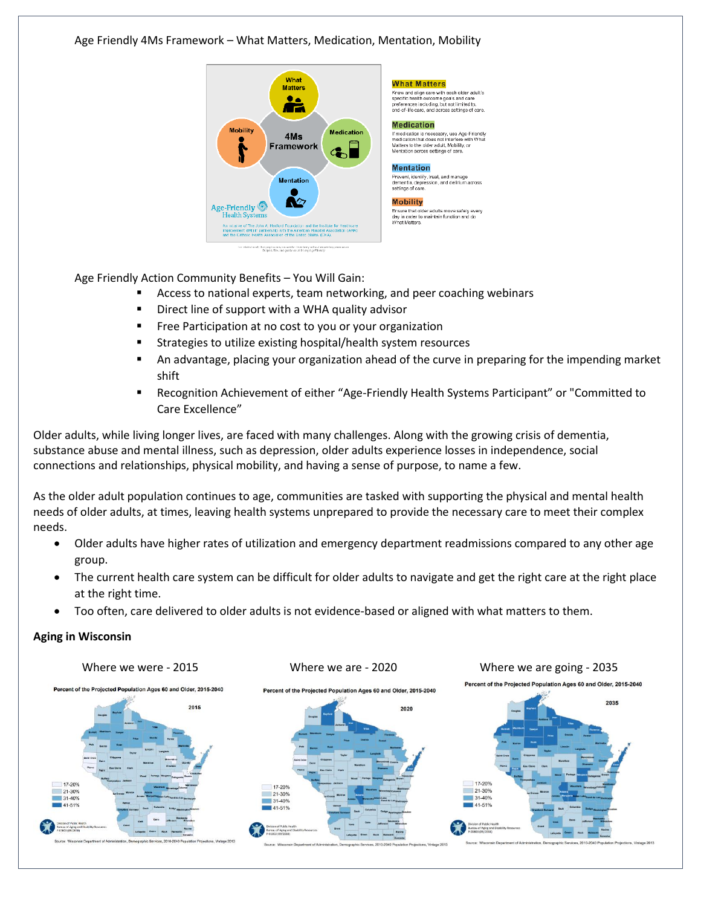Age Friendly 4Ms Framework – What Matters, Medication, Mentation, Mobility

**What Matters**
Know and align care with each older adult's specific health outcome goals and care preferences including, but not limited to, end-of-life care, and across settings of care.

**Medication**
If medication is necessary, use Age-Friendly medication that does not interfere with What Matters to the older adult, Mobility, or Mentation across settings of care.

**Mentation**
Prevent, identify, treat, and manage dementia, depression, and delirium across settings of care.

**Mobility**
Ensure that older adults move safely every day in order to maintain function and do What Matters.

Age Friendly Action Community Benefits – You Will Gain:

- Access to national experts, team networking, and peer coaching webinars
- Direct line of support with a WHA quality advisor
- Free Participation at no cost to you or your organization
- Strategies to utilize existing hospital/health system resources
- An advantage, placing your organization ahead of the curve in preparing for the impending market shift
- Recognition Achievement of either "Age-Friendly Health Systems Participant" or "Committed to Care Excellence"

Older adults, while living longer lives, are faced with many challenges. Along with the growing crisis of dementia, substance abuse and mental illness, such as depression, older adults experience losses in independence, social connections and relationships, physical mobility, and having a sense of purpose, to name a few.

As the older adult population continues to age, communities are tasked with supporting the physical and mental health needs of older adults, at times, leaving health systems unprepared to provide the necessary care to meet their complex needs.

- Older adults have higher rates of utilization and emergency department readmissions compared to any other age group.
- The current health care system can be difficult for older adults to navigate and get the right care at the right place at the right time.
- Too often, care delivered to older adults is not evidence-based or aligned with what matters to them.

**Aging in Wisconsin**

Where we were - 2015

Where we are - 2020

Where we are going - 2035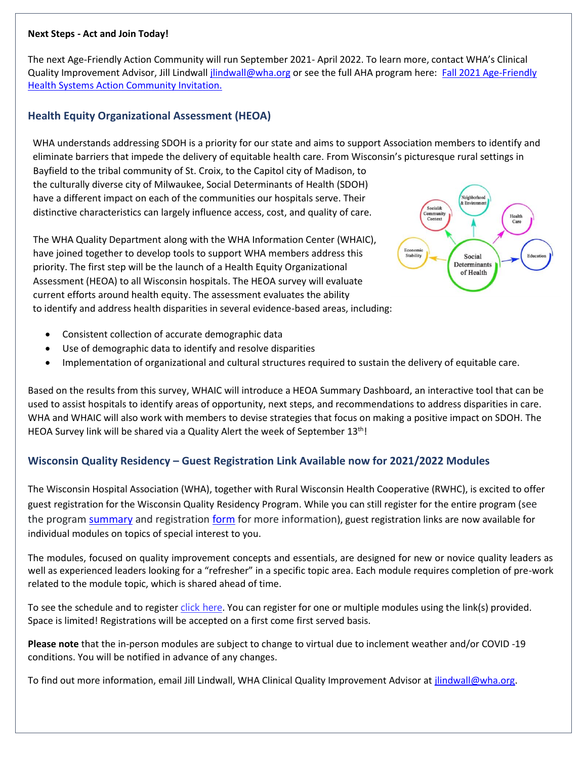**Next Steps - Act and Join Today!**

The next Age-Friendly Action Community will run September 2021- April 2022. To learn more, contact WHA's Clinical Quality Improvement Advisor, Jill Lindwall jlindwall@wha.org or see the full AHA program here: Fall 2021 Age-Friendly Health Systems Action Community Invitation.

## Health Equity Organizational Assessment (HEOA)

WHA understands addressing SDOH is a priority for our state and aims to support Association members to identify and eliminate barriers that impede the delivery of equitable health care. From Wisconsin's picturesque rural settings in Bayfield to the tribal community of St. Croix, to the Capitol city of Madison, to the culturally diverse city of Milwaukee, Social Determinants of Health (SDOH) have a different impact on each of the communities our hospitals serve. Their distinctive characteristics can largely influence access, cost, and quality of care.

The WHA Quality Department along with the WHA Information Center (WHAIC), have joined together to develop tools to support WHA members address this priority. The first step will be the launch of a Health Equity Organizational Assessment (HEOA) to all Wisconsin hospitals. The HEOA survey will evaluate current efforts around health equity. The assessment evaluates the ability to identify and address health disparities in several evidence-based areas, including:

- Consistent collection of accurate demographic data
- Use of demographic data to identify and resolve disparities
- Implementation of organizational and cultural structures required to sustain the delivery of equitable care.

Based on the results from this survey, WHAIC will introduce a HEOA Summary Dashboard, an interactive tool that can be used to assist hospitals to identify areas of opportunity, next steps, and recommendations to address disparities in care. WHA and WHAIC will also work with members to devise strategies that focus on making a positive impact on SDOH. The HEOA Survey link will be shared via a Quality Alert the week of September 13th!

## Wisconsin Quality Residency – Guest Registration Link Available now for 2021/2022 Modules

The Wisconsin Hospital Association (WHA), together with Rural Wisconsin Health Cooperative (RWHC), is excited to offer guest registration for the Wisconsin Quality Residency Program. While you can still register for the entire program (see the program summary and registration form for more information), guest registration links are now available for individual modules on topics of special interest to you.

The modules, focused on quality improvement concepts and essentials, are designed for new or novice quality leaders as well as experienced leaders looking for a "refresher" in a specific topic area. Each module requires completion of pre-work related to the module topic, which is shared ahead of time.

To see the schedule and to register click here. You can register for one or multiple modules using the link(s) provided. Space is limited! Registrations will be accepted on a first come first served basis.

**Please note** that the in-person modules are subject to change to virtual due to inclement weather and/or COVID -19 conditions. You will be notified in advance of any changes.

To find out more information, email Jill Lindwall, WHA Clinical Quality Improvement Advisor at jlindwall@wha.org.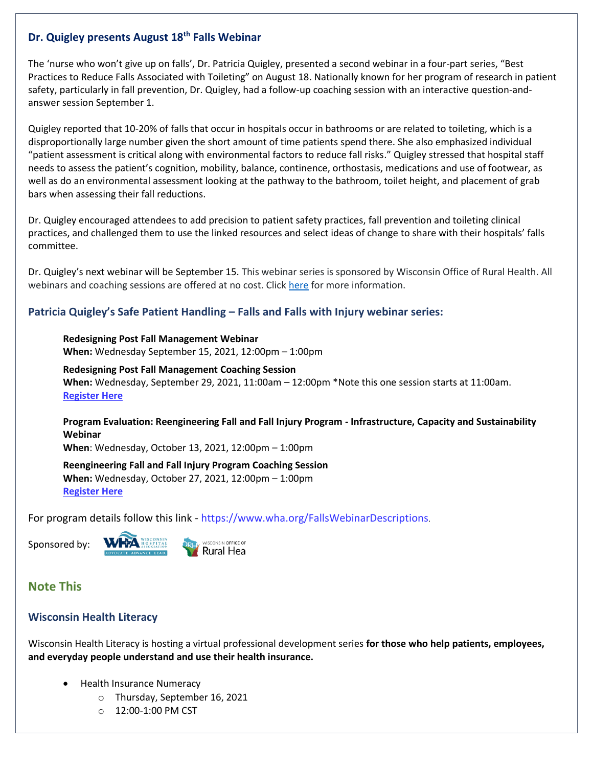## Dr. Quigley presents August 18th Falls Webinar

The 'nurse who won't give up on falls', Dr. Patricia Quigley, presented a second webinar in a four-part series, "Best Practices to Reduce Falls Associated with Toileting" on August 18. Nationally known for her program of research in patient safety, particularly in fall prevention, Dr. Quigley, had a follow-up coaching session with an interactive question-and-answer session September 1.

Quigley reported that 10-20% of falls that occur in hospitals occur in bathrooms or are related to toileting, which is a disproportionally large number given the short amount of time patients spend there. She also emphasized individual "patient assessment is critical along with environmental factors to reduce fall risks." Quigley stressed that hospital staff needs to assess the patient's cognition, mobility, balance, continence, orthostasis, medications and use of footwear, as well as do an environmental assessment looking at the pathway to the bathroom, toilet height, and placement of grab bars when assessing their fall reductions.

Dr. Quigley encouraged attendees to add precision to patient safety practices, fall prevention and toileting clinical practices, and challenged them to use the linked resources and select ideas of change to share with their hospitals' falls committee.

Dr. Quigley's next webinar will be September 15. This webinar series is sponsored by Wisconsin Office of Rural Health. All webinars and coaching sessions are offered at no cost. Click here for more information.

### Patricia Quigley's Safe Patient Handling – Falls and Falls with Injury webinar series:

**Redesigning Post Fall Management Webinar**
**When:** Wednesday September 15, 2021, 12:00pm – 1:00pm

**Redesigning Post Fall Management Coaching Session**
**When:** Wednesday, September 29, 2021, 11:00am – 12:00pm *Note this one session starts at 11:00am.
**Register Here**

**Program Evaluation: Reengineering Fall and Fall Injury Program - Infrastructure, Capacity and Sustainability Webinar**
**When**: Wednesday, October 13, 2021, 12:00pm – 1:00pm

**Reengineering Fall and Fall Injury Program Coaching Session**
**When:** Wednesday, October 27, 2021, 12:00pm – 1:00pm
**Register Here**

For program details follow this link - https://www.wha.org/FallsWebinarDescriptions.

Sponsored by: WHA Wisconsin Hospital Association – Advocate. Advance. Lead. | Wisconsin Office of Rural Health

## Note This

### Wisconsin Health Literacy

Wisconsin Health Literacy is hosting a virtual professional development series **for those who help patients, employees, and everyday people understand and use their health insurance.**

- Health Insurance Numeracy
  - Thursday, September 16, 2021
  - 12:00-1:00 PM CST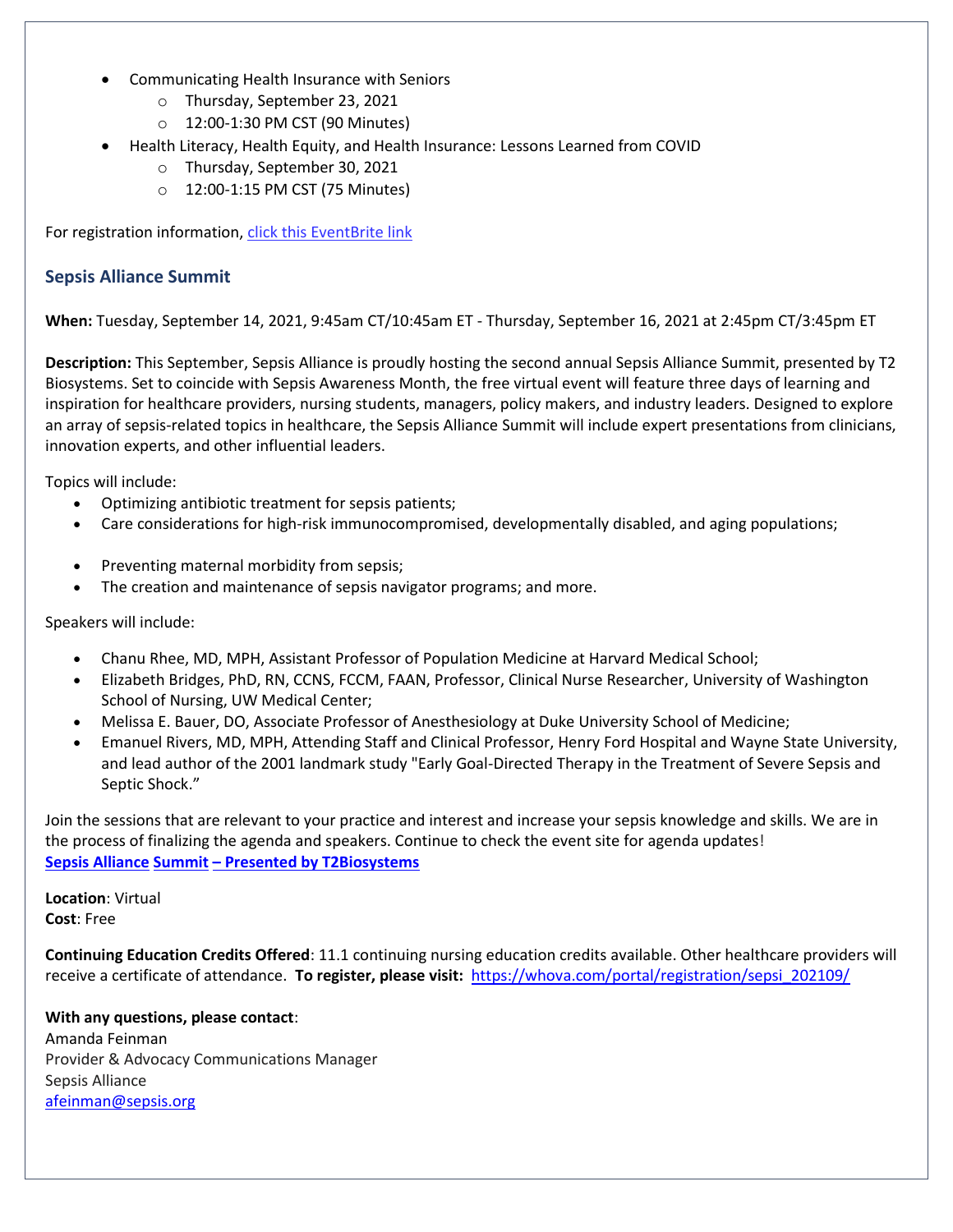- Communicating Health Insurance with Seniors
    - Thursday, September 23, 2021
    - 12:00-1:30 PM CST (90 Minutes)
- Health Literacy, Health Equity, and Health Insurance: Lessons Learned from COVID
    - Thursday, September 30, 2021
    - 12:00-1:15 PM CST (75 Minutes)

For registration information, [click this EventBrite link]()

### Sepsis Alliance Summit

**When:** Tuesday, September 14, 2021, 9:45am CT/10:45am ET - Thursday, September 16, 2021 at 2:45pm CT/3:45pm ET

**Description:** This September, Sepsis Alliance is proudly hosting the second annual Sepsis Alliance Summit, presented by T2 Biosystems. Set to coincide with Sepsis Awareness Month, the free virtual event will feature three days of learning and inspiration for healthcare providers, nursing students, managers, policy makers, and industry leaders. Designed to explore an array of sepsis-related topics in healthcare, the Sepsis Alliance Summit will include expert presentations from clinicians, innovation experts, and other influential leaders.

Topics will include:

- Optimizing antibiotic treatment for sepsis patients;
- Care considerations for high-risk immunocompromised, developmentally disabled, and aging populations;
- Preventing maternal morbidity from sepsis;
- The creation and maintenance of sepsis navigator programs; and more.

Speakers will include:

- Chanu Rhee, MD, MPH, Assistant Professor of Population Medicine at Harvard Medical School;
- Elizabeth Bridges, PhD, RN, CCNS, FCCM, FAAN, Professor, Clinical Nurse Researcher, University of Washington School of Nursing, UW Medical Center;
- Melissa E. Bauer, DO, Associate Professor of Anesthesiology at Duke University School of Medicine;
- Emanuel Rivers, MD, MPH, Attending Staff and Clinical Professor, Henry Ford Hospital and Wayne State University, and lead author of the 2001 landmark study "Early Goal-Directed Therapy in the Treatment of Severe Sepsis and Septic Shock."

Join the sessions that are relevant to your practice and interest and increase your sepsis knowledge and skills. We are in the process of finalizing the agenda and speakers. Continue to check the event site for agenda updates!
**[Sepsis Alliance Summit – Presented by T2Biosystems]()**

**Location**: Virtual
**Cost**: Free

**Continuing Education Credits Offered**: 11.1 continuing nursing education credits available. Other healthcare providers will receive a certificate of attendance. **To register, please visit:** https://whova.com/portal/registration/sepsi_202109/

**With any questions, please contact**:
Amanda Feinman
Provider & Advocacy Communications Manager
Sepsis Alliance
afeinman@sepsis.org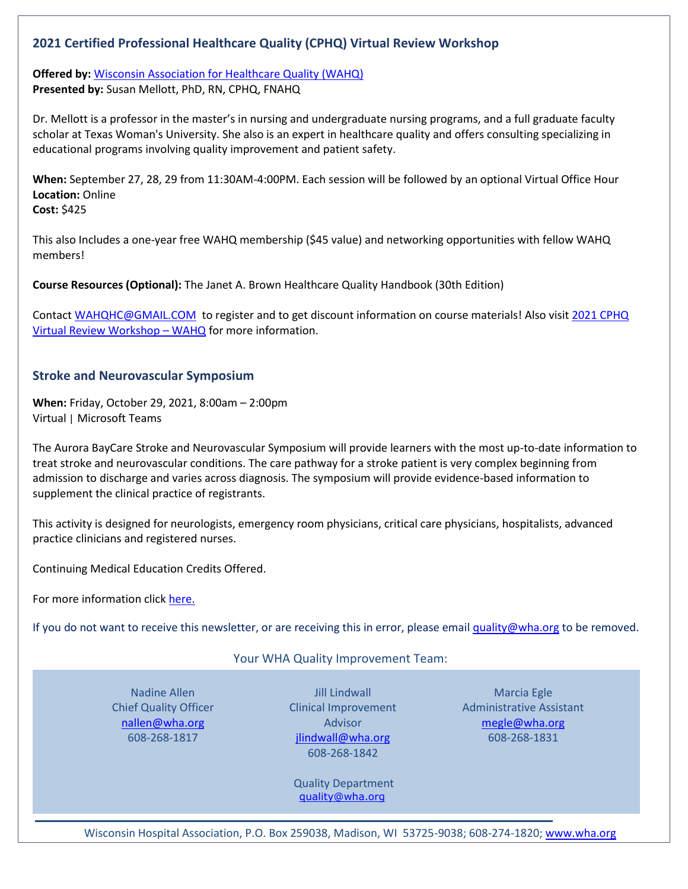## 2021 Certified Professional Healthcare Quality (CPHQ) Virtual Review Workshop

**Offered by:** Wisconsin Association for Healthcare Quality (WAHQ)
**Presented by:** Susan Mellott, PhD, RN, CPHQ, FNAHQ

Dr. Mellott is a professor in the master's in nursing and undergraduate nursing programs, and a full graduate faculty scholar at Texas Woman's University. She also is an expert in healthcare quality and offers consulting specializing in educational programs involving quality improvement and patient safety.

**When:** September 27, 28, 29 from 11:30AM-4:00PM. Each session will be followed by an optional Virtual Office Hour
**Location:** Online
**Cost:** $425

This also Includes a one-year free WAHQ membership ($45 value) and networking opportunities with fellow WAHQ members!

**Course Resources (Optional):** The Janet A. Brown Healthcare Quality Handbook (30th Edition)

Contact WAHQHC@GMAIL.COM to register and to get discount information on course materials! Also visit 2021 CPHQ Virtual Review Workshop – WAHQ for more information.

## Stroke and Neurovascular Symposium

**When:** Friday, October 29, 2021, 8:00am – 2:00pm
Virtual | Microsoft Teams

The Aurora BayCare Stroke and Neurovascular Symposium will provide learners with the most up-to-date information to treat stroke and neurovascular conditions. The care pathway for a stroke patient is very complex beginning from admission to discharge and varies across diagnosis. The symposium will provide evidence-based information to supplement the clinical practice of registrants.

This activity is designed for neurologists, emergency room physicians, critical care physicians, hospitalists, advanced practice clinicians and registered nurses.

Continuing Medical Education Credits Offered.

For more information click here.

If you do not want to receive this newsletter, or are receiving this in error, please email quality@wha.org to be removed.

Your WHA Quality Improvement Team:

| | | |
|---|---|---|
| Nadine Allen<br>Chief Quality Officer<br>nallen@wha.org<br>608-268-1817 | Jill Lindwall<br>Clinical Improvement Advisor<br>jlindwall@wha.org<br>608-268-1842 | Marcia Egle<br>Administrative Assistant<br>megle@wha.org<br>608-268-1831 |

Quality Department
quality@wha.org

Wisconsin Hospital Association, P.O. Box 259038, Madison, WI 53725-9038; 608-274-1820; www.wha.org